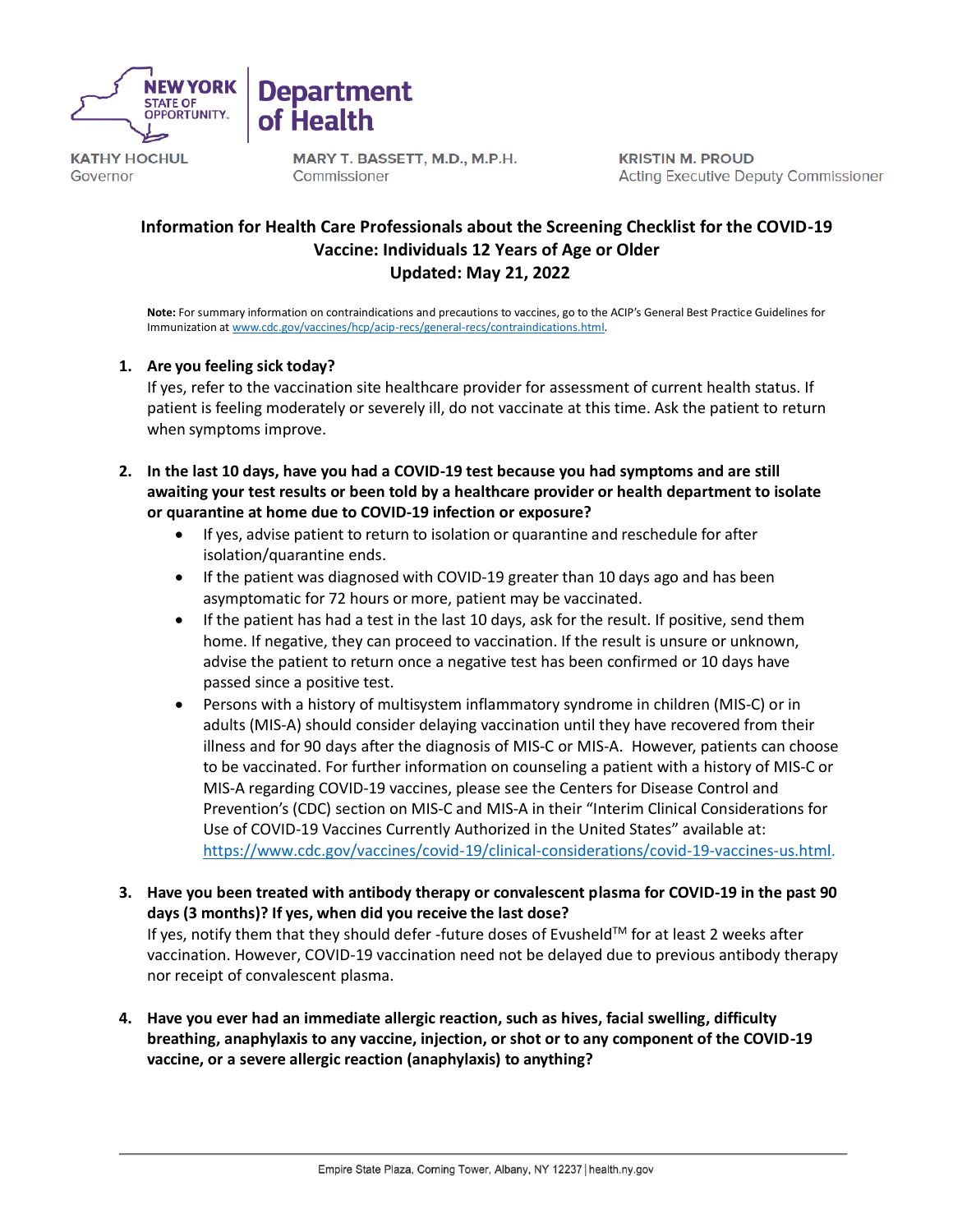NEW YORK STATE OF OPPORTUNITY. | Department of Health

KATHY HOCHUL
Governor

MARY T. BASSETT, M.D., M.P.H.
Commissioner

KRISTIN M. PROUD
Acting Executive Deputy Commissioner

# Information for Health Care Professionals about the Screening Checklist for the COVID-19 Vaccine: Individuals 12 Years of Age or Older
## Updated: May 21, 2022

**Note:** For summary information on contraindications and precautions to vaccines, go to the ACIP's General Best Practice Guidelines for Immunization at www.cdc.gov/vaccines/hcp/acip-recs/general-recs/contraindications.html.

1. **Are you feeling sick today?**
   If yes, refer to the vaccination site healthcare provider for assessment of current health status. If patient is feeling moderately or severely ill, do not vaccinate at this time. Ask the patient to return when symptoms improve.

2. **In the last 10 days, have you had a COVID-19 test because you had symptoms and are still awaiting your test results or been told by a healthcare provider or health department to isolate or quarantine at home due to COVID-19 infection or exposure?**
   - If yes, advise patient to return to isolation or quarantine and reschedule for after isolation/quarantine ends.
   - If the patient was diagnosed with COVID-19 greater than 10 days ago and has been asymptomatic for 72 hours or more, patient may be vaccinated.
   - If the patient has had a test in the last 10 days, ask for the result. If positive, send them home. If negative, they can proceed to vaccination. If the result is unsure or unknown, advise the patient to return once a negative test has been confirmed or 10 days have passed since a positive test.
   - Persons with a history of multisystem inflammatory syndrome in children (MIS-C) or in adults (MIS-A) should consider delaying vaccination until they have recovered from their illness and for 90 days after the diagnosis of MIS-C or MIS-A. However, patients can choose to be vaccinated. For further information on counseling a patient with a history of MIS-C or MIS-A regarding COVID-19 vaccines, please see the Centers for Disease Control and Prevention's (CDC) section on MIS-C and MIS-A in their "Interim Clinical Considerations for Use of COVID-19 Vaccines Currently Authorized in the United States" available at: https://www.cdc.gov/vaccines/covid-19/clinical-considerations/covid-19-vaccines-us.html.

3. **Have you been treated with antibody therapy or convalescent plasma for COVID-19 in the past 90 days (3 months)? If yes, when did you receive the last dose?**
   If yes, notify them that they should defer -future doses of Evusheld™ for at least 2 weeks after vaccination. However, COVID-19 vaccination need not be delayed due to previous antibody therapy nor receipt of convalescent plasma.

4. **Have you ever had an immediate allergic reaction, such as hives, facial swelling, difficulty breathing, anaphylaxis to any vaccine, injection, or shot or to any component of the COVID-19 vaccine, or a severe allergic reaction (anaphylaxis) to anything?**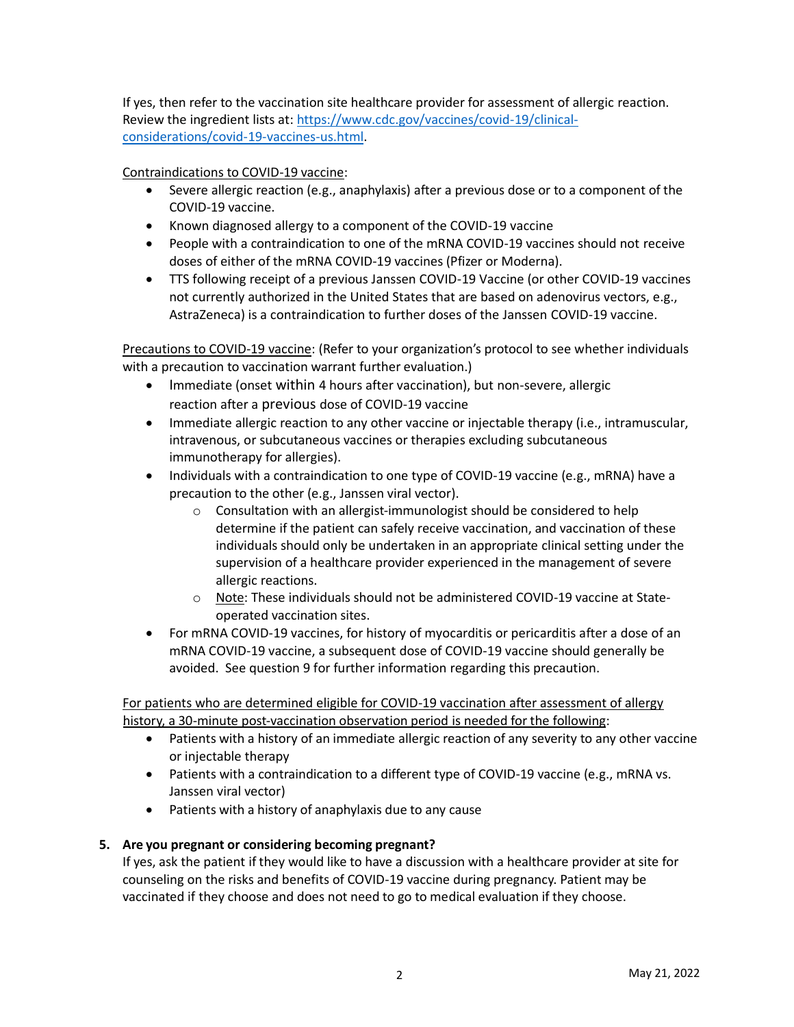If yes, then refer to the vaccination site healthcare provider for assessment of allergic reaction. Review the ingredient lists at: [https://www.cdc.gov/vaccines/covid-19/clinical-considerations/covid-19-vaccines-us.html](https://www.cdc.gov/vaccines/covid-19/clinical-considerations/covid-19-vaccines-us.html).

Contraindications to COVID-19 vaccine:

- Severe allergic reaction (e.g., anaphylaxis) after a previous dose or to a component of the COVID-19 vaccine.
- Known diagnosed allergy to a component of the COVID-19 vaccine
- People with a contraindication to one of the mRNA COVID-19 vaccines should not receive doses of either of the mRNA COVID-19 vaccines (Pfizer or Moderna).
- TTS following receipt of a previous Janssen COVID-19 Vaccine (or other COVID-19 vaccines not currently authorized in the United States that are based on adenovirus vectors, e.g., AstraZeneca) is a contraindication to further doses of the Janssen COVID-19 vaccine.

Precautions to COVID-19 vaccine: (Refer to your organization's protocol to see whether individuals with a precaution to vaccination warrant further evaluation.)

- Immediate (onset within 4 hours after vaccination), but non-severe, allergic reaction after a previous dose of COVID-19 vaccine
- Immediate allergic reaction to any other vaccine or injectable therapy (i.e., intramuscular, intravenous, or subcutaneous vaccines or therapies excluding subcutaneous immunotherapy for allergies).
- Individuals with a contraindication to one type of COVID-19 vaccine (e.g., mRNA) have a precaution to the other (e.g., Janssen viral vector).
  - Consultation with an allergist-immunologist should be considered to help determine if the patient can safely receive vaccination, and vaccination of these individuals should only be undertaken in an appropriate clinical setting under the supervision of a healthcare provider experienced in the management of severe allergic reactions.
  - Note: These individuals should not be administered COVID-19 vaccine at State-operated vaccination sites.
- For mRNA COVID-19 vaccines, for history of myocarditis or pericarditis after a dose of an mRNA COVID-19 vaccine, a subsequent dose of COVID-19 vaccine should generally be avoided. See question 9 for further information regarding this precaution.

For patients who are determined eligible for COVID-19 vaccination after assessment of allergy history, a 30-minute post-vaccination observation period is needed for the following:

- Patients with a history of an immediate allergic reaction of any severity to any other vaccine or injectable therapy
- Patients with a contraindication to a different type of COVID-19 vaccine (e.g., mRNA vs. Janssen viral vector)
- Patients with a history of anaphylaxis due to any cause

**5. Are you pregnant or considering becoming pregnant?**

If yes, ask the patient if they would like to have a discussion with a healthcare provider at site for counseling on the risks and benefits of COVID-19 vaccine during pregnancy. Patient may be vaccinated if they choose and does not need to go to medical evaluation if they choose.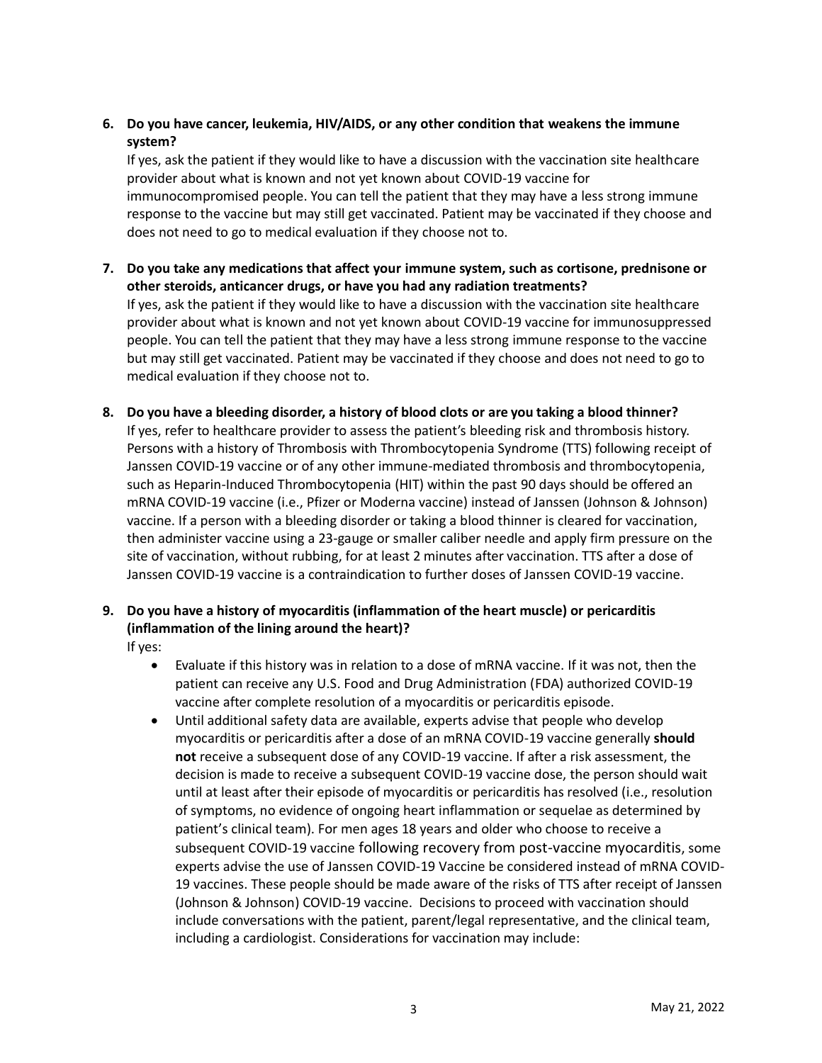6. **Do you have cancer, leukemia, HIV/AIDS, or any other condition that weakens the immune system?**
   If yes, ask the patient if they would like to have a discussion with the vaccination site healthcare provider about what is known and not yet known about COVID-19 vaccine for immunocompromised people. You can tell the patient that they may have a less strong immune response to the vaccine but may still get vaccinated. Patient may be vaccinated if they choose and does not need to go to medical evaluation if they choose not to.

7. **Do you take any medications that affect your immune system, such as cortisone, prednisone or other steroids, anticancer drugs, or have you had any radiation treatments?**
   If yes, ask the patient if they would like to have a discussion with the vaccination site healthcare provider about what is known and not yet known about COVID-19 vaccine for immunosuppressed people. You can tell the patient that they may have a less strong immune response to the vaccine but may still get vaccinated. Patient may be vaccinated if they choose and does not need to go to medical evaluation if they choose not to.

8. **Do you have a bleeding disorder, a history of blood clots or are you taking a blood thinner?**
   If yes, refer to healthcare provider to assess the patient's bleeding risk and thrombosis history. Persons with a history of Thrombosis with Thrombocytopenia Syndrome (TTS) following receipt of Janssen COVID-19 vaccine or of any other immune-mediated thrombosis and thrombocytopenia, such as Heparin-Induced Thrombocytopenia (HIT) within the past 90 days should be offered an mRNA COVID-19 vaccine (i.e., Pfizer or Moderna vaccine) instead of Janssen (Johnson & Johnson) vaccine. If a person with a bleeding disorder or taking a blood thinner is cleared for vaccination, then administer vaccine using a 23-gauge or smaller caliber needle and apply firm pressure on the site of vaccination, without rubbing, for at least 2 minutes after vaccination. TTS after a dose of Janssen COVID-19 vaccine is a contraindication to further doses of Janssen COVID-19 vaccine.

9. **Do you have a history of myocarditis (inflammation of the heart muscle) or pericarditis (inflammation of the lining around the heart)?**
   If yes:
   - Evaluate if this history was in relation to a dose of mRNA vaccine. If it was not, then the patient can receive any U.S. Food and Drug Administration (FDA) authorized COVID-19 vaccine after complete resolution of a myocarditis or pericarditis episode.
   - Until additional safety data are available, experts advise that people who develop myocarditis or pericarditis after a dose of an mRNA COVID-19 vaccine generally **should not** receive a subsequent dose of any COVID-19 vaccine. If after a risk assessment, the decision is made to receive a subsequent COVID-19 vaccine dose, the person should wait until at least after their episode of myocarditis or pericarditis has resolved (i.e., resolution of symptoms, no evidence of ongoing heart inflammation or sequelae as determined by patient's clinical team). For men ages 18 years and older who choose to receive a subsequent COVID-19 vaccine following recovery from post-vaccine myocarditis, some experts advise the use of Janssen COVID-19 Vaccine be considered instead of mRNA COVID-19 vaccines. These people should be made aware of the risks of TTS after receipt of Janssen (Johnson & Johnson) COVID-19 vaccine. Decisions to proceed with vaccination should include conversations with the patient, parent/legal representative, and the clinical team, including a cardiologist. Considerations for vaccination may include: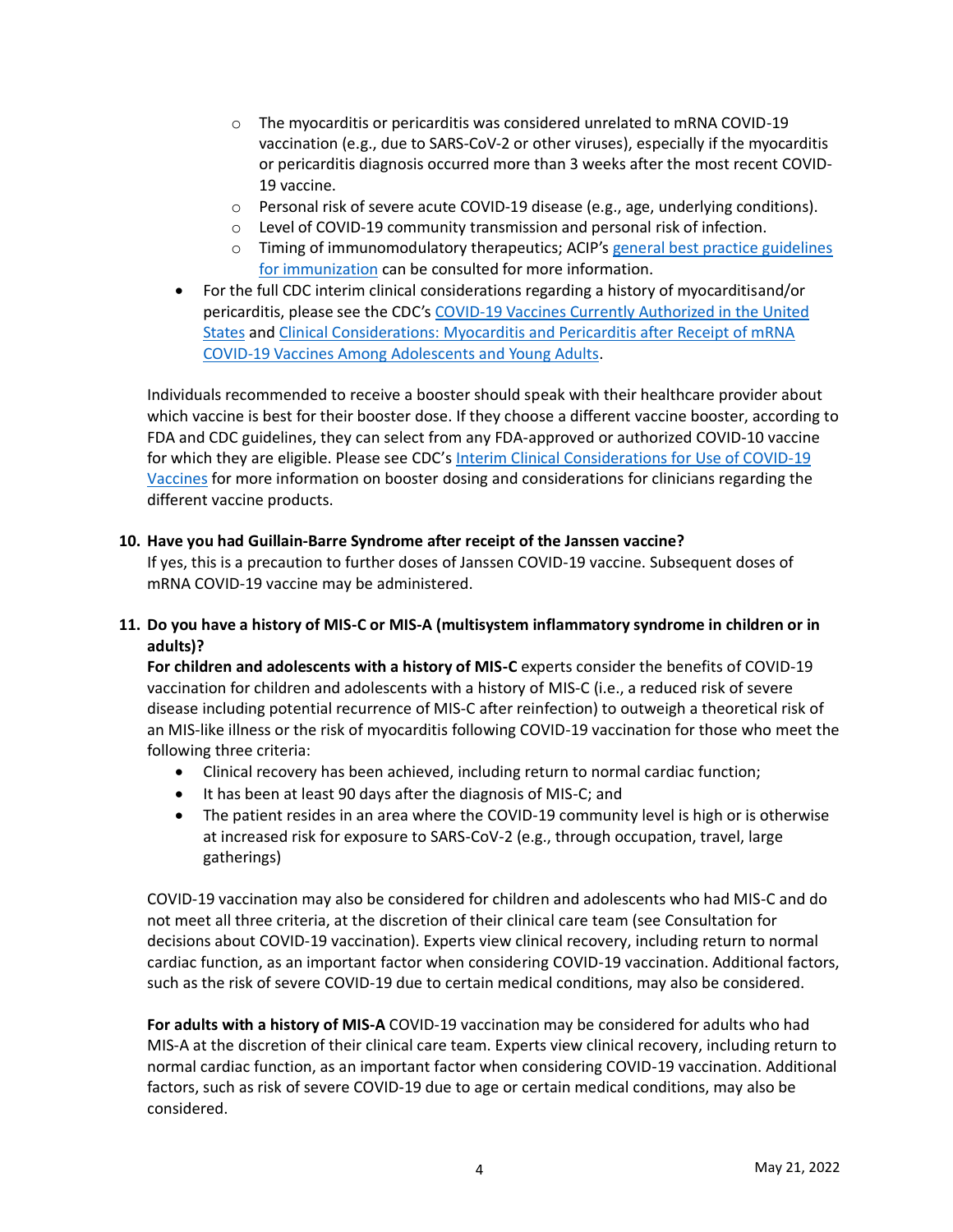- The myocarditis or pericarditis was considered unrelated to mRNA COVID-19 vaccination (e.g., due to SARS-CoV-2 or other viruses), especially if the myocarditis or pericarditis diagnosis occurred more than 3 weeks after the most recent COVID-19 vaccine.
    - Personal risk of severe acute COVID-19 disease (e.g., age, underlying conditions).
    - Level of COVID-19 community transmission and personal risk of infection.
    - Timing of immunomodulatory therapeutics; ACIP's general best practice guidelines for immunization can be consulted for more information.
- For the full CDC interim clinical considerations regarding a history of myocarditisand/or pericarditis, please see the CDC's COVID-19 Vaccines Currently Authorized in the United States and Clinical Considerations: Myocarditis and Pericarditis after Receipt of mRNA COVID-19 Vaccines Among Adolescents and Young Adults.

Individuals recommended to receive a booster should speak with their healthcare provider about which vaccine is best for their booster dose. If they choose a different vaccine booster, according to FDA and CDC guidelines, they can select from any FDA-approved or authorized COVID-10 vaccine for which they are eligible. Please see CDC's Interim Clinical Considerations for Use of COVID-19 Vaccines for more information on booster dosing and considerations for clinicians regarding the different vaccine products.

**10. Have you had Guillain-Barre Syndrome after receipt of the Janssen vaccine?**

If yes, this is a precaution to further doses of Janssen COVID-19 vaccine. Subsequent doses of mRNA COVID-19 vaccine may be administered.

**11. Do you have a history of MIS-C or MIS-A (multisystem inflammatory syndrome in children or in adults)?**

**For children and adolescents with a history of MIS-C** experts consider the benefits of COVID-19 vaccination for children and adolescents with a history of MIS-C (i.e., a reduced risk of severe disease including potential recurrence of MIS-C after reinfection) to outweigh a theoretical risk of an MIS-like illness or the risk of myocarditis following COVID-19 vaccination for those who meet the following three criteria:

- Clinical recovery has been achieved, including return to normal cardiac function;
- It has been at least 90 days after the diagnosis of MIS-C; and
- The patient resides in an area where the COVID-19 community level is high or is otherwise at increased risk for exposure to SARS-CoV-2 (e.g., through occupation, travel, large gatherings)

COVID-19 vaccination may also be considered for children and adolescents who had MIS-C and do not meet all three criteria, at the discretion of their clinical care team (see Consultation for decisions about COVID-19 vaccination). Experts view clinical recovery, including return to normal cardiac function, as an important factor when considering COVID-19 vaccination. Additional factors, such as the risk of severe COVID-19 due to certain medical conditions, may also be considered.

**For adults with a history of MIS-A** COVID-19 vaccination may be considered for adults who had MIS-A at the discretion of their clinical care team. Experts view clinical recovery, including return to normal cardiac function, as an important factor when considering COVID-19 vaccination. Additional factors, such as risk of severe COVID-19 due to age or certain medical conditions, may also be considered.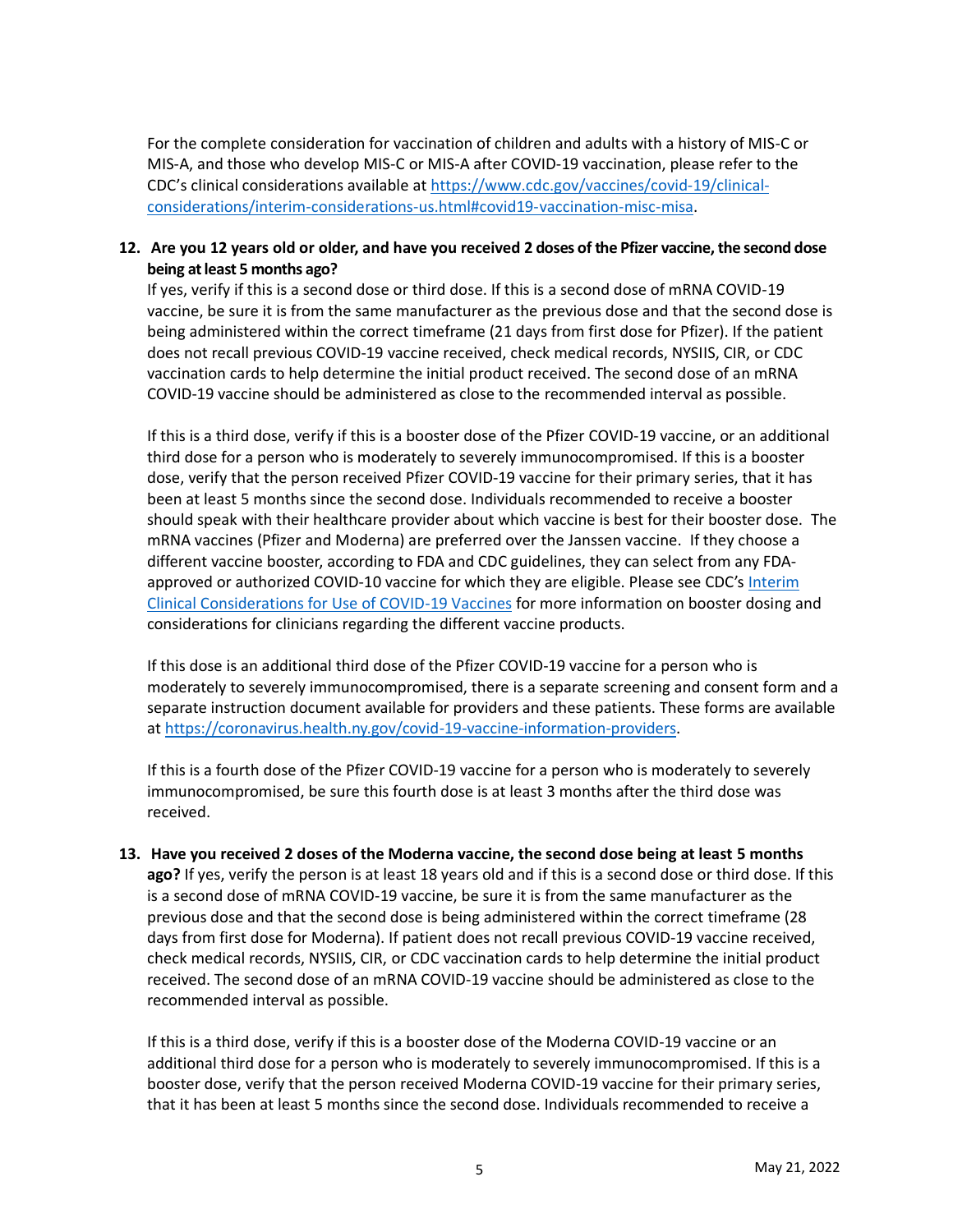For the complete consideration for vaccination of children and adults with a history of MIS-C or MIS-A, and those who develop MIS-C or MIS-A after COVID-19 vaccination, please refer to the CDC's clinical considerations available at [https://www.cdc.gov/vaccines/covid-19/clinical-considerations/interim-considerations-us.html#covid19-vaccination-misc-misa](https://www.cdc.gov/vaccines/covid-19/clinical-considerations/interim-considerations-us.html#covid19-vaccination-misc-misa).

12. **Are you 12 years old or older, and have you received 2 doses of the Pfizer vaccine, the second dose being at least 5 months ago?**
    If yes, verify if this is a second dose or third dose. If this is a second dose of mRNA COVID-19 vaccine, be sure it is from the same manufacturer as the previous dose and that the second dose is being administered within the correct timeframe (21 days from first dose for Pfizer). If the patient does not recall previous COVID-19 vaccine received, check medical records, NYSIIS, CIR, or CDC vaccination cards to help determine the initial product received. The second dose of an mRNA COVID-19 vaccine should be administered as close to the recommended interval as possible.

    If this is a third dose, verify if this is a booster dose of the Pfizer COVID-19 vaccine, or an additional third dose for a person who is moderately to severely immunocompromised. If this is a booster dose, verify that the person received Pfizer COVID-19 vaccine for their primary series, that it has been at least 5 months since the second dose. Individuals recommended to receive a booster should speak with their healthcare provider about which vaccine is best for their booster dose. The mRNA vaccines (Pfizer and Moderna) are preferred over the Janssen vaccine. If they choose a different vaccine booster, according to FDA and CDC guidelines, they can select from any FDA-approved or authorized COVID-10 vaccine for which they are eligible. Please see CDC's [Interim Clinical Considerations for Use of COVID-19 Vaccines](#) for more information on booster dosing and considerations for clinicians regarding the different vaccine products.

    If this dose is an additional third dose of the Pfizer COVID-19 vaccine for a person who is moderately to severely immunocompromised, there is a separate screening and consent form and a separate instruction document available for providers and these patients. These forms are available at [https://coronavirus.health.ny.gov/covid-19-vaccine-information-providers](https://coronavirus.health.ny.gov/covid-19-vaccine-information-providers).

    If this is a fourth dose of the Pfizer COVID-19 vaccine for a person who is moderately to severely immunocompromised, be sure this fourth dose is at least 3 months after the third dose was received.

13. **Have you received 2 doses of the Moderna vaccine, the second dose being at least 5 months ago?** If yes, verify the person is at least 18 years old and if this is a second dose or third dose. If this is a second dose of mRNA COVID-19 vaccine, be sure it is from the same manufacturer as the previous dose and that the second dose is being administered within the correct timeframe (28 days from first dose for Moderna). If patient does not recall previous COVID-19 vaccine received, check medical records, NYSIIS, CIR, or CDC vaccination cards to help determine the initial product received. The second dose of an mRNA COVID-19 vaccine should be administered as close to the recommended interval as possible.

    If this is a third dose, verify if this is a booster dose of the Moderna COVID-19 vaccine or an additional third dose for a person who is moderately to severely immunocompromised. If this is a booster dose, verify that the person received Moderna COVID-19 vaccine for their primary series, that it has been at least 5 months since the second dose. Individuals recommended to receive a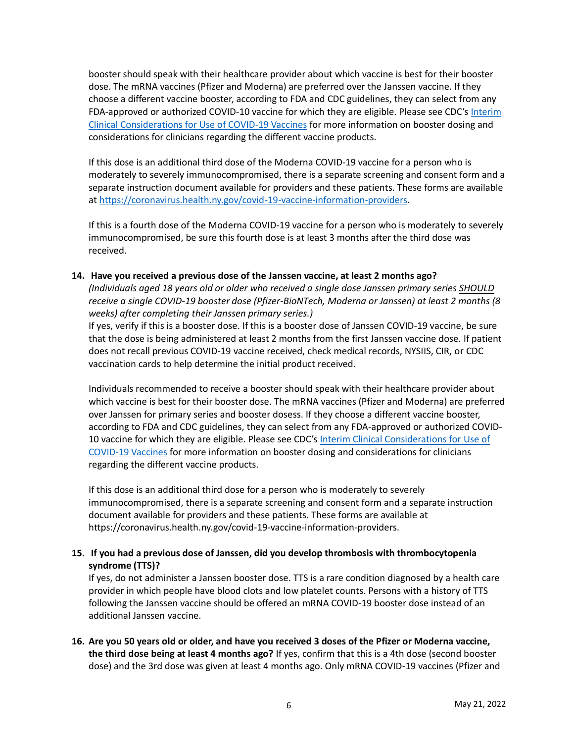booster should speak with their healthcare provider about which vaccine is best for their booster dose. The mRNA vaccines (Pfizer and Moderna) are preferred over the Janssen vaccine. If they choose a different vaccine booster, according to FDA and CDC guidelines, they can select from any FDA-approved or authorized COVID-10 vaccine for which they are eligible. Please see CDC's [Interim Clinical Considerations for Use of COVID-19 Vaccines]() for more information on booster dosing and considerations for clinicians regarding the different vaccine products.

If this dose is an additional third dose of the Moderna COVID-19 vaccine for a person who is moderately to severely immunocompromised, there is a separate screening and consent form and a separate instruction document available for providers and these patients. These forms are available at https://coronavirus.health.ny.gov/covid-19-vaccine-information-providers.

If this is a fourth dose of the Moderna COVID-19 vaccine for a person who is moderately to severely immunocompromised, be sure this fourth dose is at least 3 months after the third dose was received.

14. **Have you received a previous dose of the Janssen vaccine, at least 2 months ago?**
*(Individuals aged 18 years old or older who received a single dose Janssen primary series SHOULD receive a single COVID-19 booster dose (Pfizer-BioNTech, Moderna or Janssen) at least 2 months (8 weeks) after completing their Janssen primary series.)*
If yes, verify if this is a booster dose. If this is a booster dose of Janssen COVID-19 vaccine, be sure that the dose is being administered at least 2 months from the first Janssen vaccine dose. If patient does not recall previous COVID-19 vaccine received, check medical records, NYSIIS, CIR, or CDC vaccination cards to help determine the initial product received.

   Individuals recommended to receive a booster should speak with their healthcare provider about which vaccine is best for their booster dose. The mRNA vaccines (Pfizer and Moderna) are preferred over Janssen for primary series and booster dosess. If they choose a different vaccine booster, according to FDA and CDC guidelines, they can select from any FDA-approved or authorized COVID-10 vaccine for which they are eligible. Please see CDC's [Interim Clinical Considerations for Use of COVID-19 Vaccines]() for more information on booster dosing and considerations for clinicians regarding the different vaccine products.

   If this dose is an additional third dose for a person who is moderately to severely immunocompromised, there is a separate screening and consent form and a separate instruction document available for providers and these patients. These forms are available at https://coronavirus.health.ny.gov/covid-19-vaccine-information-providers.

15. **If you had a previous dose of Janssen, did you develop thrombosis with thrombocytopenia syndrome (TTS)?**
If yes, do not administer a Janssen booster dose. TTS is a rare condition diagnosed by a health care provider in which people have blood clots and low platelet counts. Persons with a history of TTS following the Janssen vaccine should be offered an mRNA COVID-19 booster dose instead of an additional Janssen vaccine.

16. **Are you 50 years old or older, and have you received 3 doses of the Pfizer or Moderna vaccine, the third dose being at least 4 months ago?** If yes, confirm that this is a 4th dose (second booster dose) and the 3rd dose was given at least 4 months ago. Only mRNA COVID-19 vaccines (Pfizer and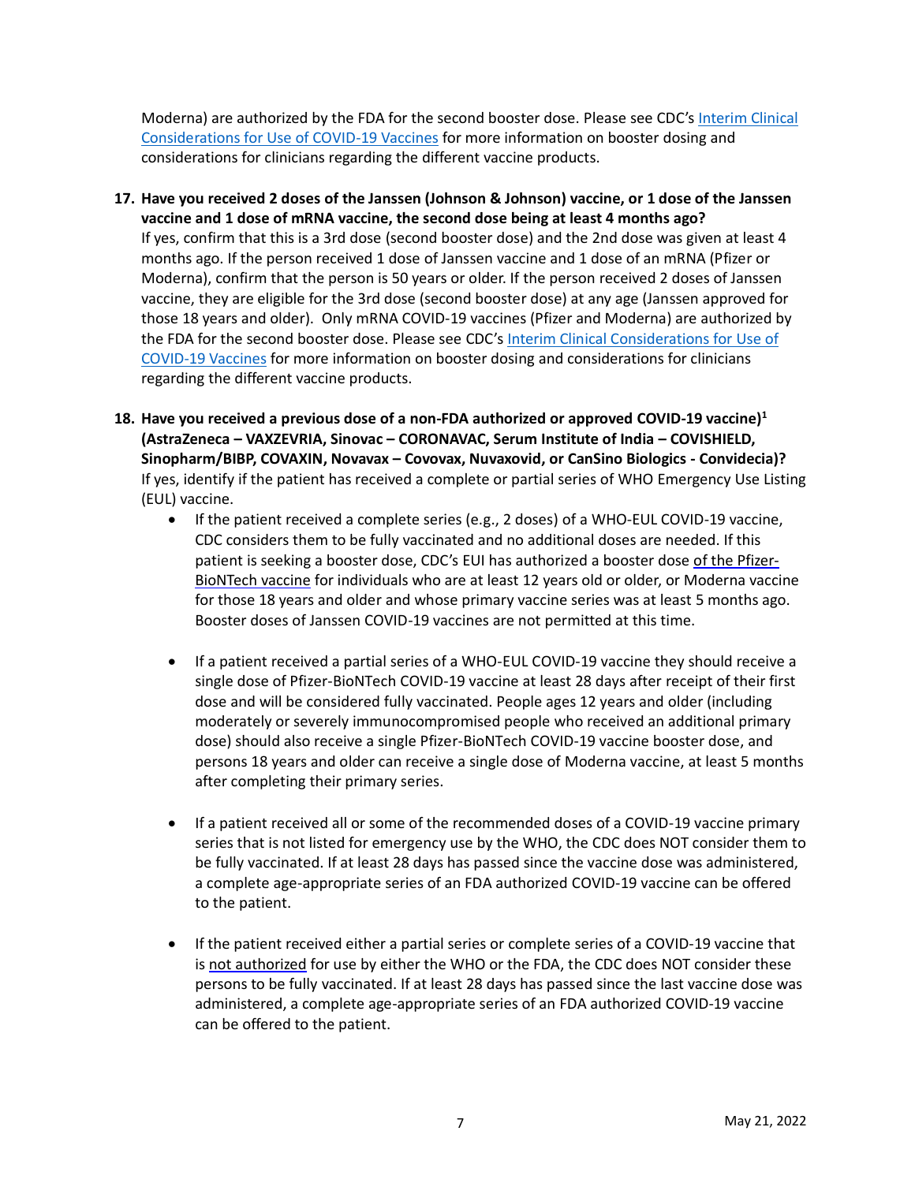Moderna) are authorized by the FDA for the second booster dose. Please see CDC's Interim Clinical Considerations for Use of COVID-19 Vaccines for more information on booster dosing and considerations for clinicians regarding the different vaccine products.

17. **Have you received 2 doses of the Janssen (Johnson & Johnson) vaccine, or 1 dose of the Janssen vaccine and 1 dose of mRNA vaccine, the second dose being at least 4 months ago?**
    If yes, confirm that this is a 3rd dose (second booster dose) and the 2nd dose was given at least 4 months ago. If the person received 1 dose of Janssen vaccine and 1 dose of an mRNA (Pfizer or Moderna), confirm that the person is 50 years or older. If the person received 2 doses of Janssen vaccine, they are eligible for the 3rd dose (second booster dose) at any age (Janssen approved for those 18 years and older). Only mRNA COVID-19 vaccines (Pfizer and Moderna) are authorized by the FDA for the second booster dose. Please see CDC's Interim Clinical Considerations for Use of COVID-19 Vaccines for more information on booster dosing and considerations for clinicians regarding the different vaccine products.

18. **Have you received a previous dose of a non-FDA authorized or approved COVID-19 vaccine)[1] (AstraZeneca – VAXZEVRIA, Sinovac – CORONAVAC, Serum Institute of India – COVISHIELD, Sinopharm/BIBP, COVAXIN, Novavax – Covovax, Nuvaxovid, or CanSino Biologics - Convidecia)?**
    If yes, identify if the patient has received a complete or partial series of WHO Emergency Use Listing (EUL) vaccine.

    - If the patient received a complete series (e.g., 2 doses) of a WHO-EUL COVID-19 vaccine, CDC considers them to be fully vaccinated and no additional doses are needed. If this patient is seeking a booster dose, CDC's EUI has authorized a booster dose of the Pfizer-BioNTech vaccine for individuals who are at least 12 years old or older, or Moderna vaccine for those 18 years and older and whose primary vaccine series was at least 5 months ago. Booster doses of Janssen COVID-19 vaccines are not permitted at this time.

    - If a patient received a partial series of a WHO-EUL COVID-19 vaccine they should receive a single dose of Pfizer-BioNTech COVID-19 vaccine at least 28 days after receipt of their first dose and will be considered fully vaccinated. People ages 12 years and older (including moderately or severely immunocompromised people who received an additional primary dose) should also receive a single Pfizer-BioNTech COVID-19 vaccine booster dose, and persons 18 years and older can receive a single dose of Moderna vaccine, at least 5 months after completing their primary series.

    - If a patient received all or some of the recommended doses of a COVID-19 vaccine primary series that is not listed for emergency use by the WHO, the CDC does NOT consider them to be fully vaccinated. If at least 28 days has passed since the vaccine dose was administered, a complete age-appropriate series of an FDA authorized COVID-19 vaccine can be offered to the patient.

    - If the patient received either a partial series or complete series of a COVID-19 vaccine that is not authorized for use by either the WHO or the FDA, the CDC does NOT consider these persons to be fully vaccinated. If at least 28 days has passed since the last vaccine dose was administered, a complete age-appropriate series of an FDA authorized COVID-19 vaccine can be offered to the patient.

May 21, 2022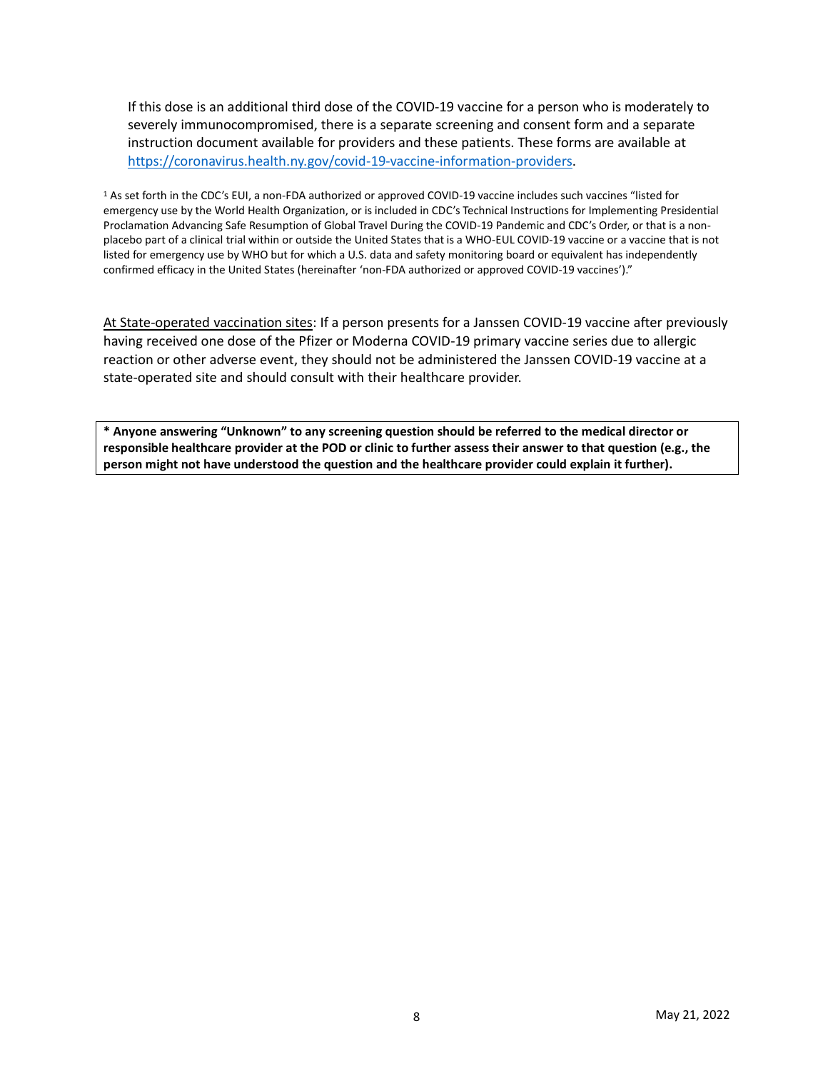If this dose is an additional third dose of the COVID-19 vaccine for a person who is moderately to severely immunocompromised, there is a separate screening and consent form and a separate instruction document available for providers and these patients. These forms are available at [https://coronavirus.health.ny.gov/covid-19-vaccine-information-providers](https://coronavirus.health.ny.gov/covid-19-vaccine-information-providers).

[1] As set forth in the CDC's EUI, a non-FDA authorized or approved COVID-19 vaccine includes such vaccines "listed for emergency use by the World Health Organization, or is included in CDC's Technical Instructions for Implementing Presidential Proclamation Advancing Safe Resumption of Global Travel During the COVID-19 Pandemic and CDC's Order, or that is a non-placebo part of a clinical trial within or outside the United States that is a WHO-EUL COVID-19 vaccine or a vaccine that is not listed for emergency use by WHO but for which a U.S. data and safety monitoring board or equivalent has independently confirmed efficacy in the United States (hereinafter 'non-FDA authorized or approved COVID-19 vaccines')."

<u>At State-operated vaccination sites</u>: If a person presents for a Janssen COVID-19 vaccine after previously having received one dose of the Pfizer or Moderna COVID-19 primary vaccine series due to allergic reaction or other adverse event, they should not be administered the Janssen COVID-19 vaccine at a state-operated site and should consult with their healthcare provider.

**\* Anyone answering "Unknown" to any screening question should be referred to the medical director or responsible healthcare provider at the POD or clinic to further assess their answer to that question (e.g., the person might not have understood the question and the healthcare provider could explain it further).**